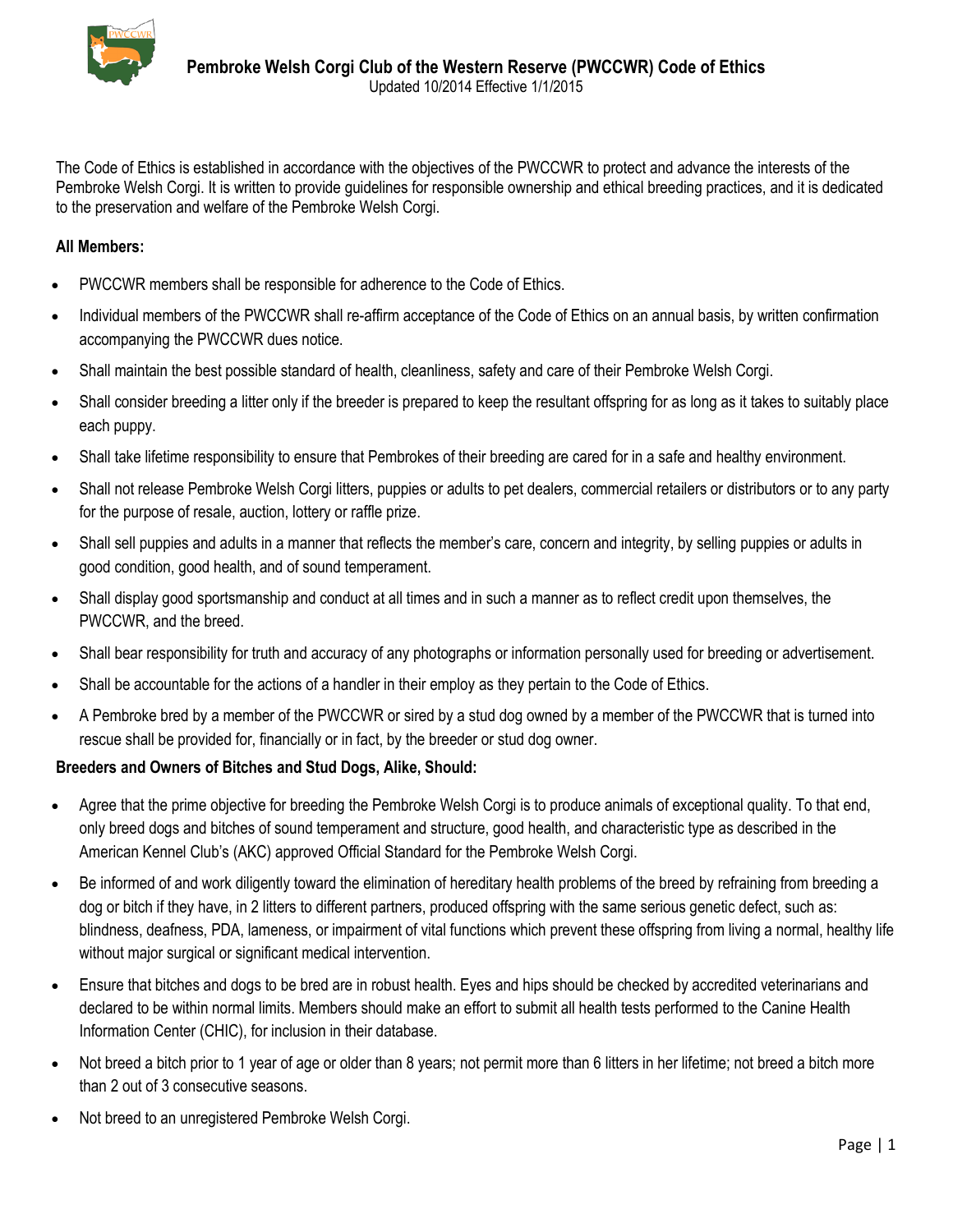# Pembroke Welsh Corgi Club of the Western Reserve (PWCCWR) Code of Ethics

Updated 10/2014 Effective 1/1/2015

The Code of Ethics is established in accordance with the objectives of the PWCCWR to protect and advance the interests of the Pembroke Welsh Corgi. It is written to provide guidelines for responsible ownership and ethical breeding practices, and it is dedicated to the preservation and welfare of the Pembroke Welsh Corgi.

**All Members:**

- PWCCWR members shall be responsible for adherence to the Code of Ethics.
- Individual members of the PWCCWR shall re-affirm acceptance of the Code of Ethics on an annual basis, by written confirmation accompanying the PWCCWR dues notice.
- Shall maintain the best possible standard of health, cleanliness, safety and care of their Pembroke Welsh Corgi.
- Shall consider breeding a litter only if the breeder is prepared to keep the resultant offspring for as long as it takes to suitably place each puppy.
- Shall take lifetime responsibility to ensure that Pembrokes of their breeding are cared for in a safe and healthy environment.
- Shall not release Pembroke Welsh Corgi litters, puppies or adults to pet dealers, commercial retailers or distributors or to any party for the purpose of resale, auction, lottery or raffle prize.
- Shall sell puppies and adults in a manner that reflects the member's care, concern and integrity, by selling puppies or adults in good condition, good health, and of sound temperament.
- Shall display good sportsmanship and conduct at all times and in such a manner as to reflect credit upon themselves, the PWCCWR, and the breed.
- Shall bear responsibility for truth and accuracy of any photographs or information personally used for breeding or advertisement.
- Shall be accountable for the actions of a handler in their employ as they pertain to the Code of Ethics.
- A Pembroke bred by a member of the PWCCWR or sired by a stud dog owned by a member of the PWCCWR that is turned into rescue shall be provided for, financially or in fact, by the breeder or stud dog owner.

**Breeders and Owners of Bitches and Stud Dogs, Alike, Should:**

- Agree that the prime objective for breeding the Pembroke Welsh Corgi is to produce animals of exceptional quality. To that end, only breed dogs and bitches of sound temperament and structure, good health, and characteristic type as described in the American Kennel Club's (AKC) approved Official Standard for the Pembroke Welsh Corgi.
- Be informed of and work diligently toward the elimination of hereditary health problems of the breed by refraining from breeding a dog or bitch if they have, in 2 litters to different partners, produced offspring with the same serious genetic defect, such as: blindness, deafness, PDA, lameness, or impairment of vital functions which prevent these offspring from living a normal, healthy life without major surgical or significant medical intervention.
- Ensure that bitches and dogs to be bred are in robust health. Eyes and hips should be checked by accredited veterinarians and declared to be within normal limits. Members should make an effort to submit all health tests performed to the Canine Health Information Center (CHIC), for inclusion in their database.
- Not breed a bitch prior to 1 year of age or older than 8 years; not permit more than 6 litters in her lifetime; not breed a bitch more than 2 out of 3 consecutive seasons.
- Not breed to an unregistered Pembroke Welsh Corgi.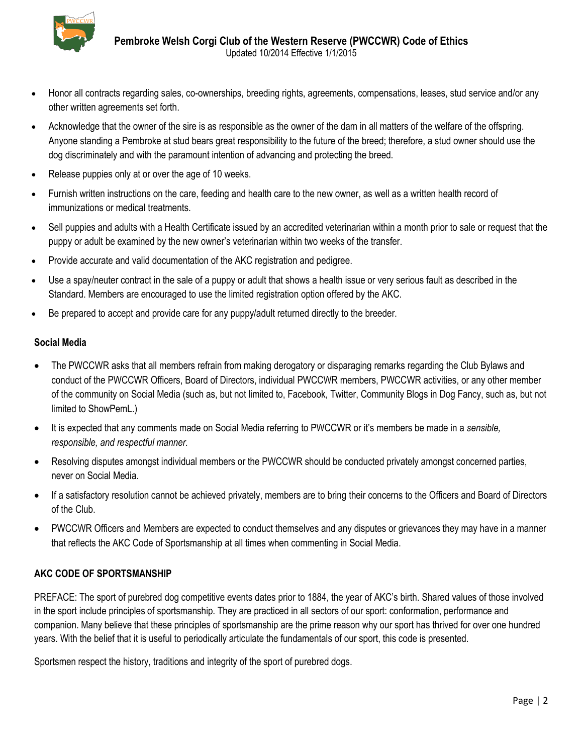- Honor all contracts regarding sales, co-ownerships, breeding rights, agreements, compensations, leases, stud service and/or any other written agreements set forth.
- Acknowledge that the owner of the sire is as responsible as the owner of the dam in all matters of the welfare of the offspring. Anyone standing a Pembroke at stud bears great responsibility to the future of the breed; therefore, a stud owner should use the dog discriminately and with the paramount intention of advancing and protecting the breed.
- Release puppies only at or over the age of 10 weeks.
- Furnish written instructions on the care, feeding and health care to the new owner, as well as a written health record of immunizations or medical treatments.
- Sell puppies and adults with a Health Certificate issued by an accredited veterinarian within a month prior to sale or request that the puppy or adult be examined by the new owner's veterinarian within two weeks of the transfer.
- Provide accurate and valid documentation of the AKC registration and pedigree.
- Use a spay/neuter contract in the sale of a puppy or adult that shows a health issue or very serious fault as described in the Standard. Members are encouraged to use the limited registration option offered by the AKC.
- Be prepared to accept and provide care for any puppy/adult returned directly to the breeder.

### Social Media

- The PWCCWR asks that all members refrain from making derogatory or disparaging remarks regarding the Club Bylaws and conduct of the PWCCWR Officers, Board of Directors, individual PWCCWR members, PWCCWR activities, or any other member of the community on Social Media (such as, but not limited to, Facebook, Twitter, Community Blogs in Dog Fancy, such as, but not limited to ShowPemL.)
- It is expected that any comments made on Social Media referring to PWCCWR or it's members be made in a *sensible, responsible, and respectful manner.*
- Resolving disputes amongst individual members or the PWCCWR should be conducted privately amongst concerned parties, never on Social Media.
- If a satisfactory resolution cannot be achieved privately, members are to bring their concerns to the Officers and Board of Directors of the Club.
- PWCCWR Officers and Members are expected to conduct themselves and any disputes or grievances they may have in a manner that reflects the AKC Code of Sportsmanship at all times when commenting in Social Media.

### AKC CODE OF SPORTSMANSHIP

PREFACE: The sport of purebred dog competitive events dates prior to 1884, the year of AKC's birth. Shared values of those involved in the sport include principles of sportsmanship. They are practiced in all sectors of our sport: conformation, performance and companion. Many believe that these principles of sportsmanship are the prime reason why our sport has thrived for over one hundred years. With the belief that it is useful to periodically articulate the fundamentals of our sport, this code is presented.

Sportsmen respect the history, traditions and integrity of the sport of purebred dogs.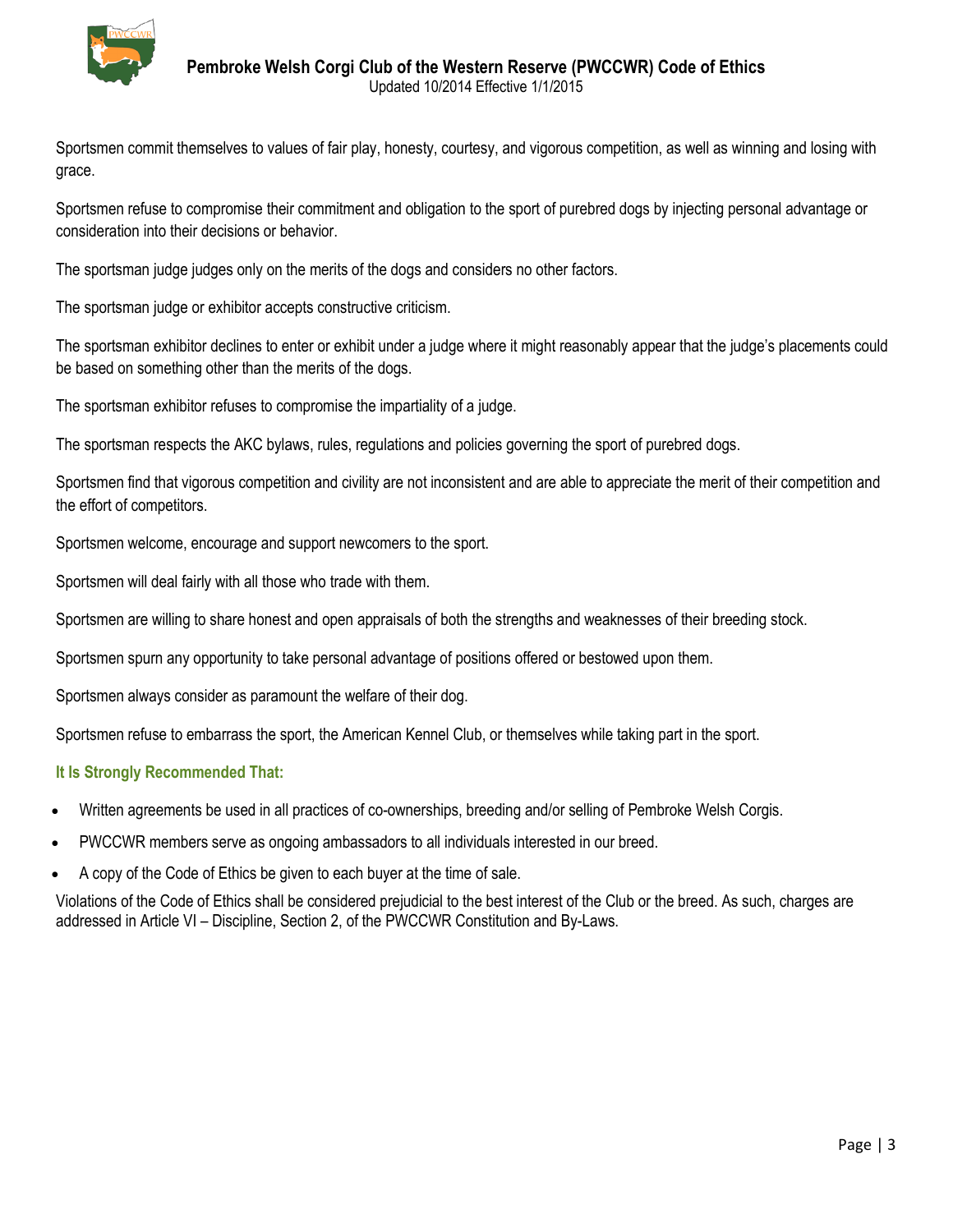Sportsmen commit themselves to values of fair play, honesty, courtesy, and vigorous competition, as well as winning and losing with grace.

Sportsmen refuse to compromise their commitment and obligation to the sport of purebred dogs by injecting personal advantage or consideration into their decisions or behavior.

The sportsman judge judges only on the merits of the dogs and considers no other factors.

The sportsman judge or exhibitor accepts constructive criticism.

The sportsman exhibitor declines to enter or exhibit under a judge where it might reasonably appear that the judge's placements could be based on something other than the merits of the dogs.

The sportsman exhibitor refuses to compromise the impartiality of a judge.

The sportsman respects the AKC bylaws, rules, regulations and policies governing the sport of purebred dogs.

Sportsmen find that vigorous competition and civility are not inconsistent and are able to appreciate the merit of their competition and the effort of competitors.

Sportsmen welcome, encourage and support newcomers to the sport.

Sportsmen will deal fairly with all those who trade with them.

Sportsmen are willing to share honest and open appraisals of both the strengths and weaknesses of their breeding stock.

Sportsmen spurn any opportunity to take personal advantage of positions offered or bestowed upon them.

Sportsmen always consider as paramount the welfare of their dog.

Sportsmen refuse to embarrass the sport, the American Kennel Club, or themselves while taking part in the sport.

### It Is Strongly Recommended That:

- Written agreements be used in all practices of co-ownerships, breeding and/or selling of Pembroke Welsh Corgis.
- PWCCWR members serve as ongoing ambassadors to all individuals interested in our breed.
- A copy of the Code of Ethics be given to each buyer at the time of sale.

Violations of the Code of Ethics shall be considered prejudicial to the best interest of the Club or the breed. As such, charges are addressed in Article VI – Discipline, Section 2, of the PWCCWR Constitution and By-Laws.